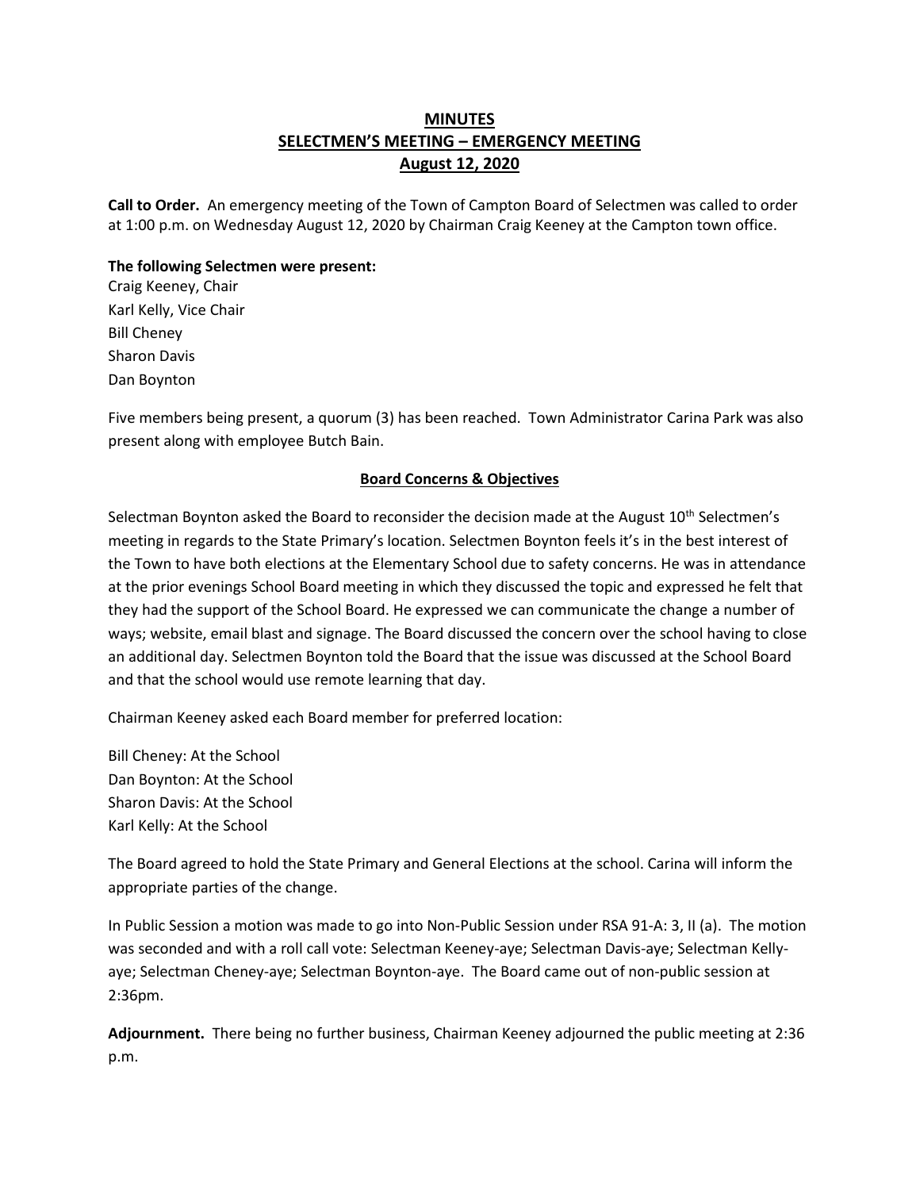# MINUTES
# SELECTMEN'S MEETING – EMERGENCY MEETING
# August 12, 2020

**Call to Order.** An emergency meeting of the Town of Campton Board of Selectmen was called to order at 1:00 p.m. on Wednesday August 12, 2020 by Chairman Craig Keeney at the Campton town office.

**The following Selectmen were present:**
Craig Keeney, Chair
Karl Kelly, Vice Chair
Bill Cheney
Sharon Davis
Dan Boynton

Five members being present, a quorum (3) has been reached. Town Administrator Carina Park was also present along with employee Butch Bain.

## Board Concerns & Objectives

Selectman Boynton asked the Board to reconsider the decision made at the August 10th Selectmen's meeting in regards to the State Primary's location. Selectmen Boynton feels it's in the best interest of the Town to have both elections at the Elementary School due to safety concerns. He was in attendance at the prior evenings School Board meeting in which they discussed the topic and expressed he felt that they had the support of the School Board. He expressed we can communicate the change a number of ways; website, email blast and signage. The Board discussed the concern over the school having to close an additional day. Selectmen Boynton told the Board that the issue was discussed at the School Board and that the school would use remote learning that day.

Chairman Keeney asked each Board member for preferred location:

Bill Cheney: At the School
Dan Boynton: At the School
Sharon Davis: At the School
Karl Kelly: At the School

The Board agreed to hold the State Primary and General Elections at the school. Carina will inform the appropriate parties of the change.

In Public Session a motion was made to go into Non-Public Session under RSA 91-A: 3, II (a). The motion was seconded and with a roll call vote: Selectman Keeney-aye; Selectman Davis-aye; Selectman Kelly-aye; Selectman Cheney-aye; Selectman Boynton-aye. The Board came out of non-public session at 2:36pm.

**Adjournment.** There being no further business, Chairman Keeney adjourned the public meeting at 2:36 p.m.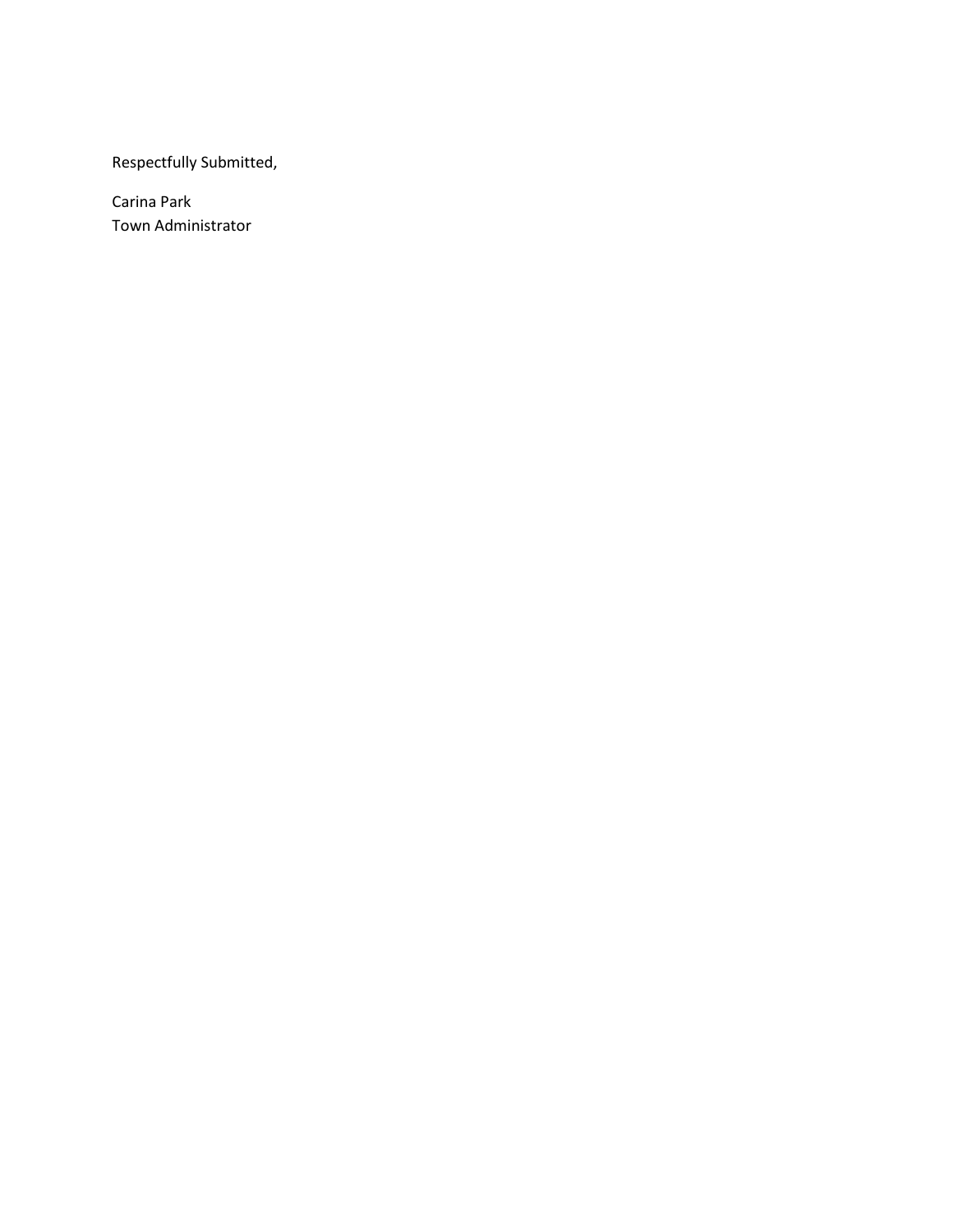Respectfully Submitted,

Carina Park
Town Administrator